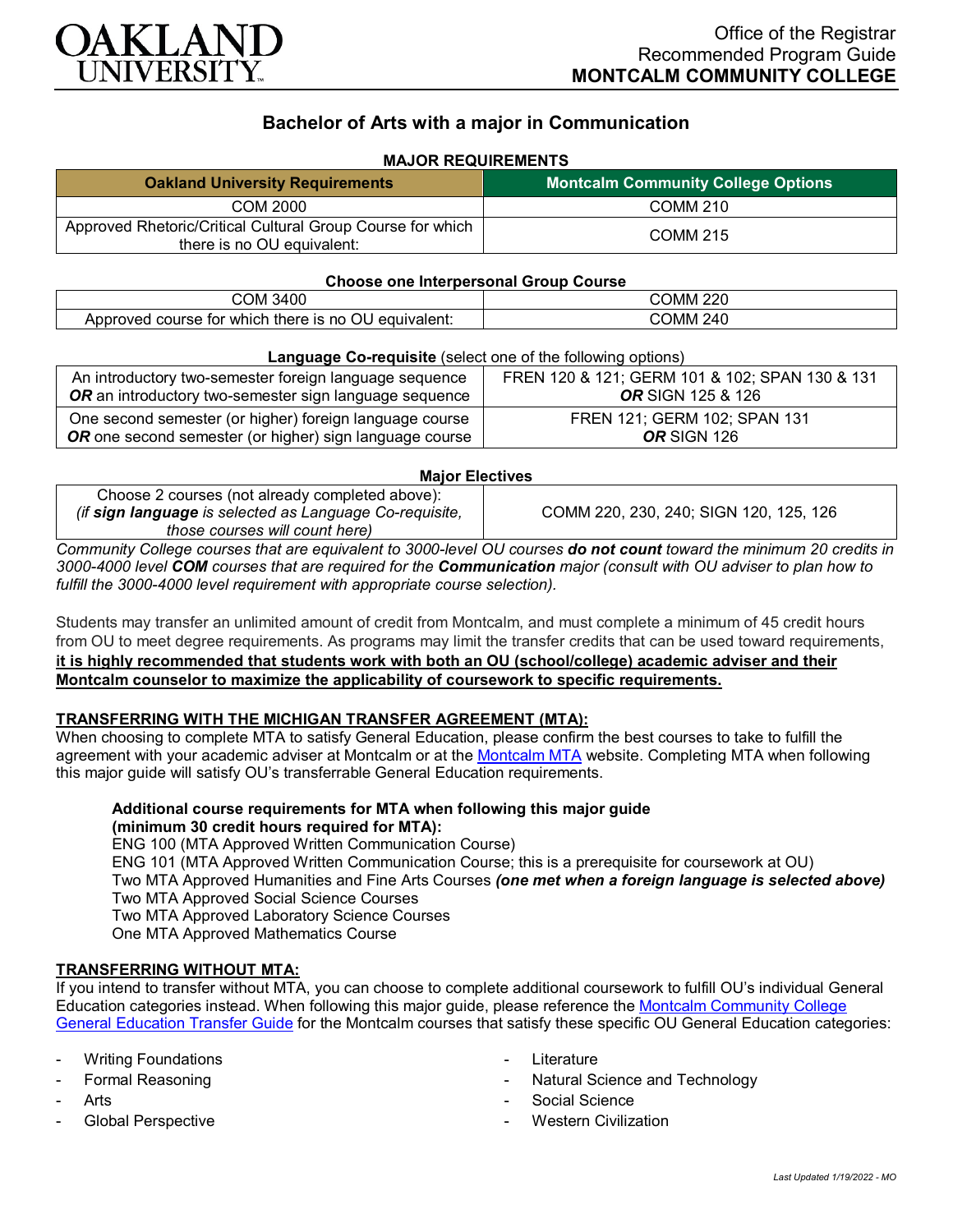OAKLAND UNIVERSITY

Office of the Registrar
Recommended Program Guide
**MONTCALM COMMUNITY COLLEGE**

# Bachelor of Arts with a major in Communication

### MAJOR REQUIREMENTS

| Oakland University Requirements | Montcalm Community College Options |
|---|---|
| COM 2000 | COMM 210 |
| Approved Rhetoric/Critical Cultural Group Course for which there is no OU equivalent: | COMM 215 |

**Choose one Interpersonal Group Course**

| | |
|---|---|
| COM 3400 | COMM 220 |
| Approved course for which there is no OU equivalent: | COMM 240 |

**Language Co-requisite** (select one of the following options)

| | |
|---|---|
| An introductory two-semester foreign language sequence ***OR*** an introductory two-semester sign language sequence | FREN 120 & 121; GERM 101 & 102; SPAN 130 & 131 ***OR*** SIGN 125 & 126 |
| One second semester (or higher) foreign language course ***OR*** one second semester (or higher) sign language course | FREN 121; GERM 102; SPAN 131 ***OR*** SIGN 126 |

**Major Electives**

| | |
|---|---|
| Choose 2 courses (not already completed above): *(if **sign language** is selected as Language Co-requisite, those courses will count here)* | COMM 220, 230, 240; SIGN 120, 125, 126 |

*Community College courses that are equivalent to 3000-level OU courses **do not count** toward the minimum 20 credits in 3000-4000 level **COM** courses that are required for the **Communication** major (consult with OU adviser to plan how to fulfill the 3000-4000 level requirement with appropriate course selection).*

Students may transfer an unlimited amount of credit from Montcalm, and must complete a minimum of 45 credit hours from OU to meet degree requirements. As programs may limit the transfer credits that can be used toward requirements, **it is highly recommended that students work with both an OU (school/college) academic adviser and their Montcalm counselor to maximize the applicability of coursework to specific requirements.**

### TRANSFERRING WITH THE MICHIGAN TRANSFER AGREEMENT (MTA):

When choosing to complete MTA to satisfy General Education, please confirm the best courses to take to fulfill the agreement with your academic adviser at Montcalm or at the Montcalm MTA website. Completing MTA when following this major guide will satisfy OU's transferrable General Education requirements.

**Additional course requirements for MTA when following this major guide (minimum 30 credit hours required for MTA):**

ENG 100 (MTA Approved Written Communication Course)
ENG 101 (MTA Approved Written Communication Course; this is a prerequisite for coursework at OU)
Two MTA Approved Humanities and Fine Arts Courses ***(one met when a foreign language is selected above)***
Two MTA Approved Social Science Courses
Two MTA Approved Laboratory Science Courses
One MTA Approved Mathematics Course

### TRANSFERRING WITHOUT MTA:

If you intend to transfer without MTA, you can choose to complete additional coursework to fulfill OU's individual General Education categories instead. When following this major guide, please reference the Montcalm Community College General Education Transfer Guide for the Montcalm courses that satisfy these specific OU General Education categories:

- Writing Foundations
- Formal Reasoning
- Arts
- Global Perspective
- Literature
- Natural Science and Technology
- Social Science
- Western Civilization

*Last Updated 1/19/2022 - MO*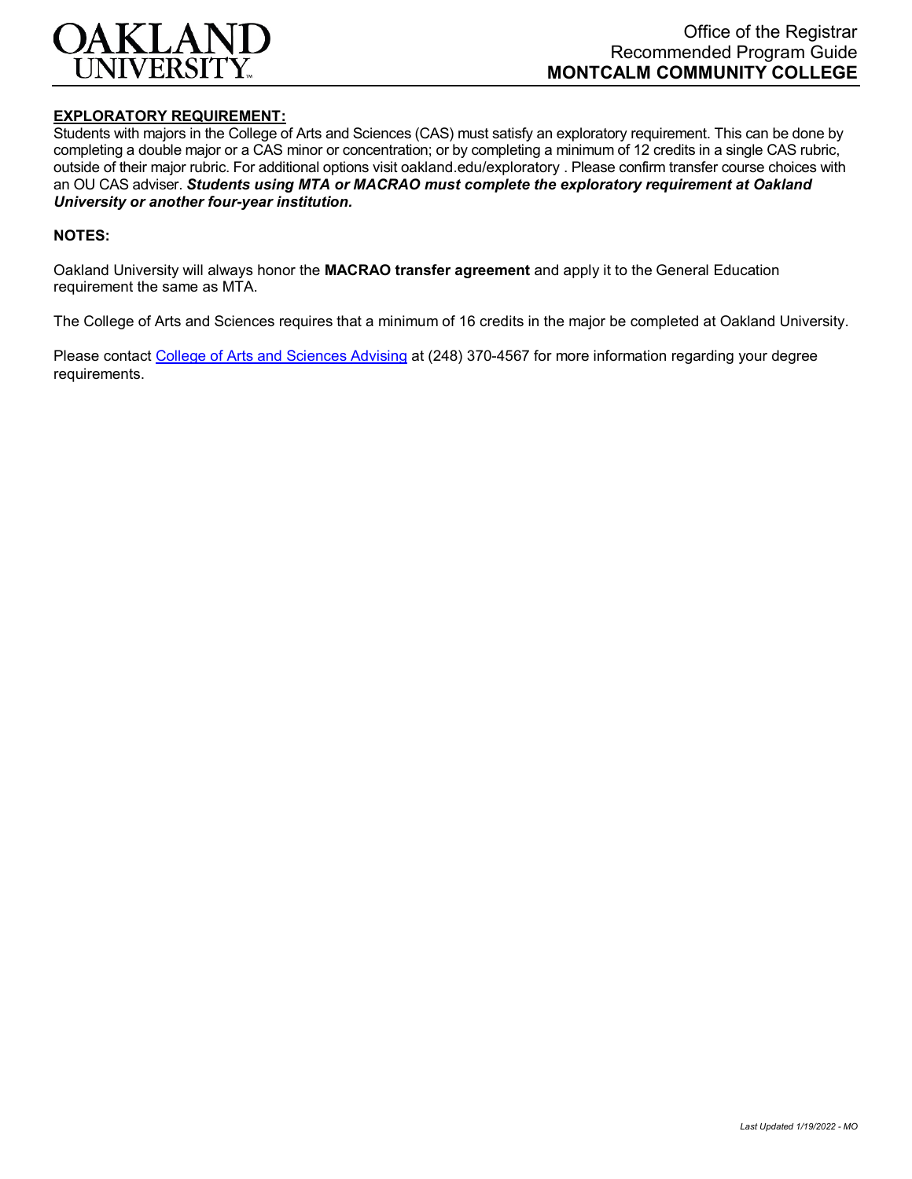**EXPLORATORY REQUIREMENT:**

Students with majors in the College of Arts and Sciences (CAS) must satisfy an exploratory requirement. This can be done by completing a double major or a CAS minor or concentration; or by completing a minimum of 12 credits in a single CAS rubric, outside of their major rubric. For additional options visit oakland.edu/exploratory . Please confirm transfer course choices with an OU CAS adviser. ***Students using MTA or MACRAO must complete the exploratory requirement at Oakland University or another four-year institution.***

**NOTES:**

Oakland University will always honor the **MACRAO transfer agreement** and apply it to the General Education requirement the same as MTA.

The College of Arts and Sciences requires that a minimum of 16 credits in the major be completed at Oakland University.

Please contact College of Arts and Sciences Advising at (248) 370-4567 for more information regarding your degree requirements.

*Last Updated 1/19/2022 - MO*